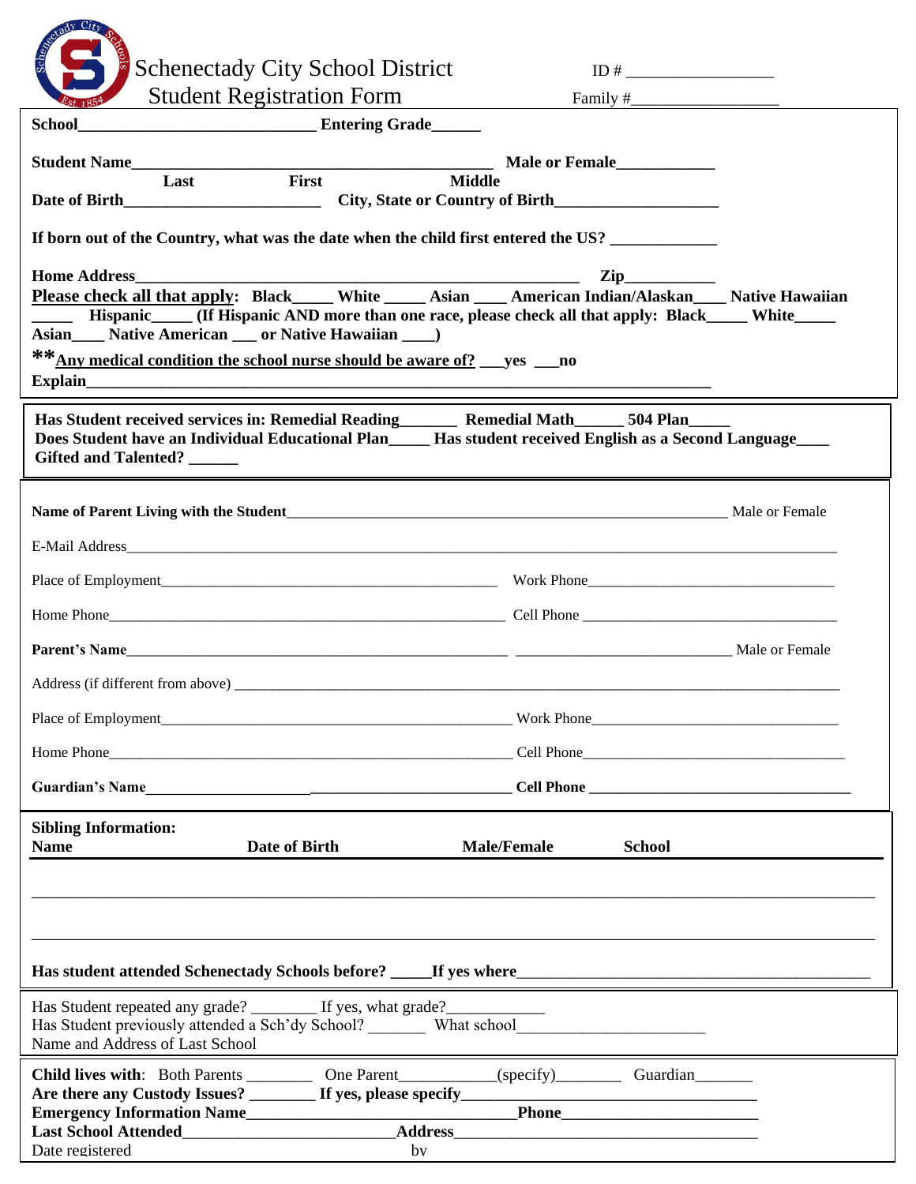# Schenectady City School District
## Student Registration Form

ID # __________________

Family #__________________

**School**_____________________________ **Entering Grade**______

**Student Name**______________________________________________ **Male or Female**____________

**Last** **First** **Middle**

**Date of Birth**________________________ **City, State or Country of Birth**____________________

**If born out of the Country, what was the date when the child first entered the US?** _____________

**Home Address**_______________________________________________________ **Zip**___________

**Please check all that apply**: **Black**_____ **White** _____ **Asian** ____ **American Indian/Alaskan**____ **Native Hawaiian** _____ **Hispanic**_____ **(If Hispanic AND more than one race, please check all that apply: Black**_____ **White**_____ **Asian**____ **Native American** ___ **or Native Hawaiian** ____**)**

****Any medical condition the school nurse should be aware of?** ___**yes** ___**no**

**Explain**________________________________________________________________________________

**Has Student received services in: Remedial Reading**_______ **Remedial Math**______ **504 Plan**_____

**Does Student have an Individual Educational Plan**_____ **Has student received English as a Second Language**____

**Gifted and Talented?** ______

**Name of Parent Living with the Student**_____________________________________________________ Male or Female

E-Mail Address_____________________________________________________________________________

Place of Employment_______________________________________ Work Phone________________________________

Home Phone_______________________________________________ Cell Phone ________________________________

**Parent's Name**_____________________________________________ _____________________________ Male or Female

Address (if different from above) ____________________________________________________________________

Place of Employment_______________________________________ Work Phone________________________________

Home Phone_______________________________________________ Cell Phone________________________________

**Guardian's Name**____________________________________________ **Cell Phone** ________________________________

**Sibling Information:**

| **Name** | **Date of Birth** | **Male/Female** | **School** |
|---|---|---|---|
| | | | |
| | | | |

**Has student attended Schenectady Schools before?** _____**If yes where**___________________________________________

Has Student repeated any grade? ________ If yes, what grade?____________

Has Student previously attended a Sch'dy School? _______ What school________________________

Name and Address of Last School

**Child lives with**: Both Parents ________ One Parent____________(specify)________ Guardian_______

**Are there any Custody Issues?** ________ **If yes, please specify**_______________________________________

**Emergency Information Name**__________________________________**Phone**_________________________

**Last School Attended**__________________________**Address**______________________________________

Date registered by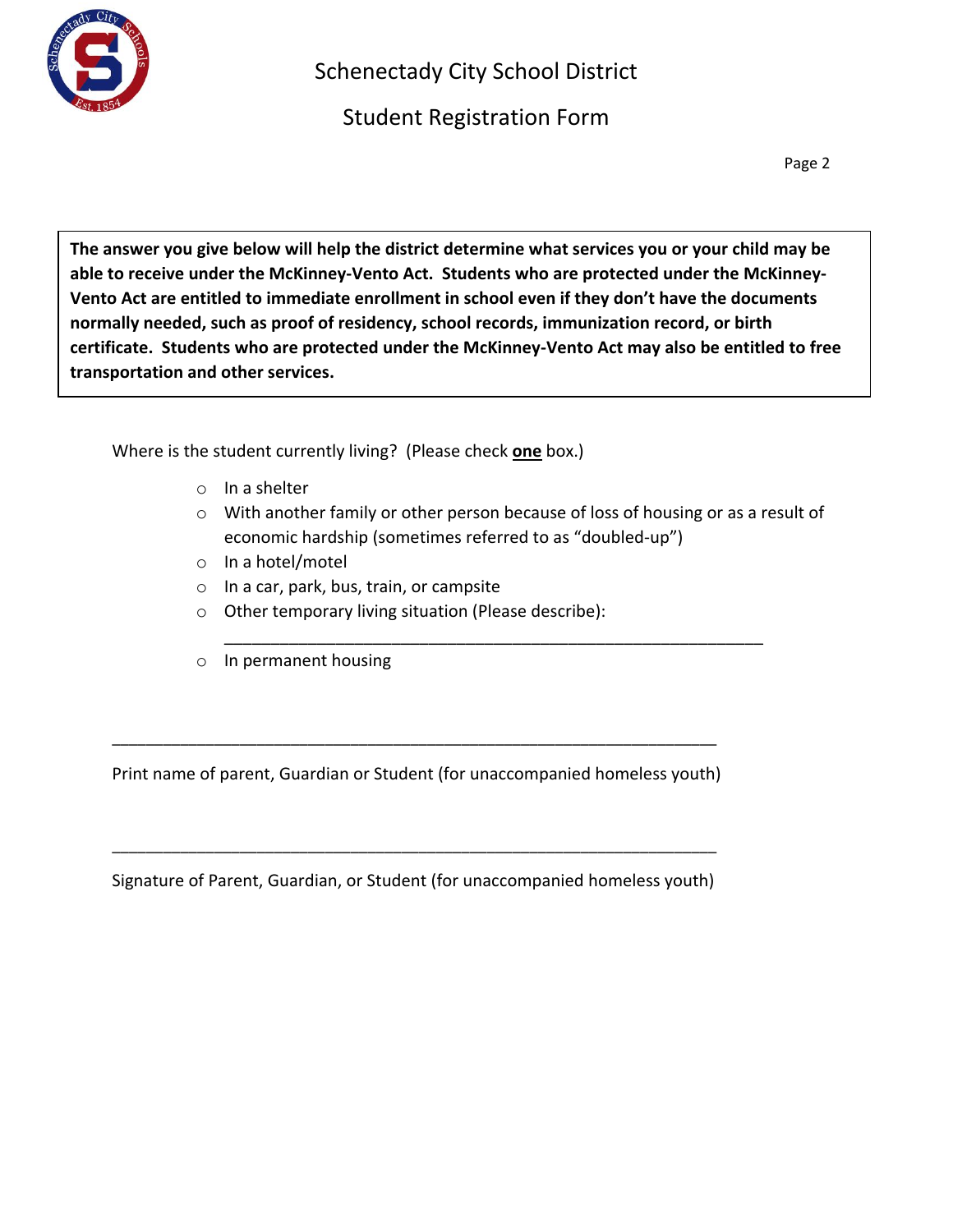# Schenectady City School District

## Student Registration Form

**The answer you give below will help the district determine what services you or your child may be able to receive under the McKinney-Vento Act. Students who are protected under the McKinney-Vento Act are entitled to immediate enrollment in school even if they don't have the documents normally needed, such as proof of residency, school records, immunization record, or birth certificate. Students who are protected under the McKinney-Vento Act may also be entitled to free transportation and other services.**

Where is the student currently living? (Please check **one** box.)

- ○ In a shelter
- ○ With another family or other person because of loss of housing or as a result of economic hardship (sometimes referred to as "doubled-up")
- ○ In a hotel/motel
- ○ In a car, park, bus, train, or campsite
- ○ Other temporary living situation (Please describe): ____________________________________________
- ○ In permanent housing

_____________________________________________________________

Print name of parent, Guardian or Student (for unaccompanied homeless youth)

_____________________________________________________________

Signature of Parent, Guardian, or Student (for unaccompanied homeless youth)